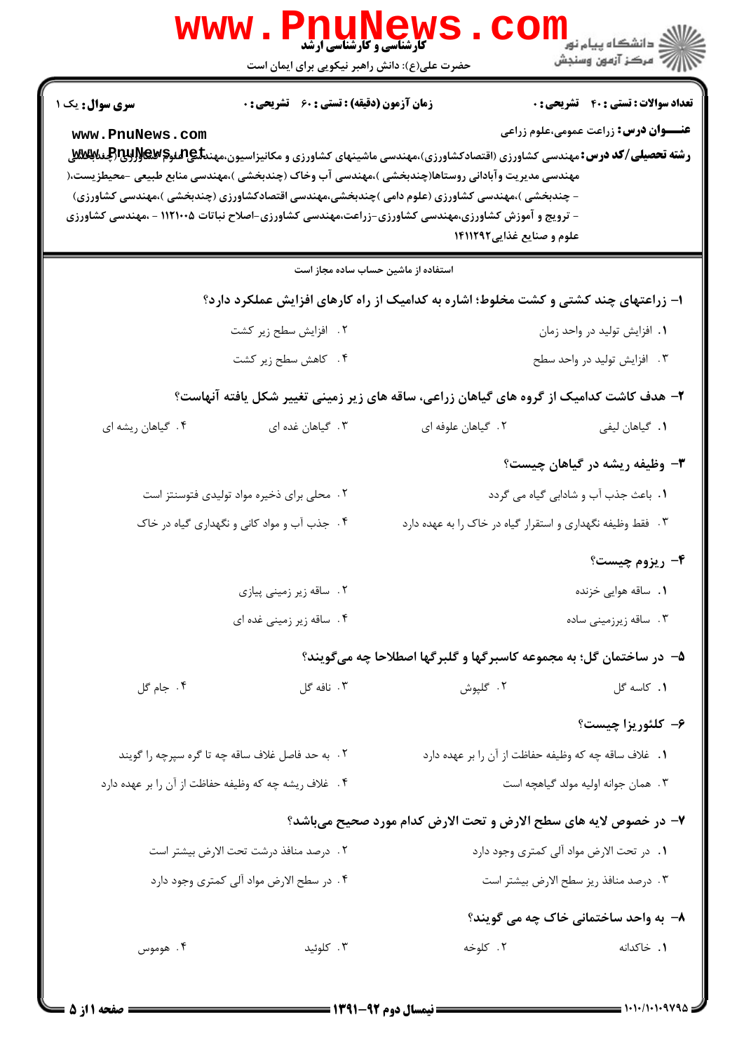**سری سوال:** یک ۱

**زمان آزمون (دقیقه) : تستی : ۶۰ تشریحی : ۰**

**تعداد سوالات : تستی : ۴۰ تشریحی : ۰**

**عنـــوان درس:** زراعت عمومی،علوم زراعی

**رشته تحصیلی/کد درس:** مهندسی کشاورزی (اقتصادکشاورزی)،مهندسی ماشینهای کشاورزی و مکانیزاسیون،مهندسی علوم کشاورزی (چندبخشی مهندسی مدیریت وآبادانی روستاها(چندبخشی )،مهندسی آب وخاک (چندبخشی )،مهندسی منابع طبیعی -محیطزیست،( - چندبخشی )،مهندسی کشاورزی (علوم دامی )چندبخشی،مهندسی اقتصادکشاورزی (چندبخشی )،مهندسی کشاورزی) - ترویج و آموزش کشاورزی،مهندسی کشاورزی -زراعت،مهندسی کشاورزی -اصلاح نباتات ۱۱۲۱۰۰۵ - ،مهندسی کشاورزی علوم و صنایع غذایی۱۴۱۱۲۹۲

استفاده از ماشین حساب ساده مجاز است

**۱- زراعتهای چند کشتی و کشت مخلوط؛ اشاره به کدامیک از راه کارهای افزایش عملکرد دارد؟**

۱. افزایش تولید در واحد زمان
۲. افزایش سطح زیر کشت
۳. افزایش تولید در واحد سطح
۴. کاهش سطح زیر کشت

**۲- هدف کاشت کدامیک از گروه های گیاهان زراعی، ساقه های زیر زمینی تغییر شکل یافته آنهاست؟**

۱. گیاهان لیفی
۲. گیاهان علوفه ای
۳. گیاهان غده ای
۴. گیاهان ریشه ای

**۳- وظیفه ریشه در گیاهان چیست؟**

۱. باعث جذب آب و شادابی گیاه می گردد
۲. محلی برای ذخیره مواد تولیدی فتوسنتز است
۳. فقط وظیفه نگهداری و استقرار گیاه در خاک را به عهده دارد
۴. جذب آب و مواد کانی و نگهداری گیاه در خاک

**۴- ریزوم چیست؟**

۱. ساقه هوایی خزنده
۲. ساقه زیر زمینی پیازی
۳. ساقه زیرزمینی ساده
۴. ساقه زیر زمینی غده ای

**۵- در ساختمان گل؛ به مجموعه کاسبرگها و گلبرگها اصطلاحا چه می‌گویند؟**

۱. کاسه گل
۲. گلپوش
۳. نافه گل
۴. جام گل

**۶- کلئوریزا چیست؟**

۱. غلاف ساقه چه که وظیفه حفاظت از آن را بر عهده دارد
۲. به حد فاصل غلاف ساقه چه تا گره سپرچه را گویند
۳. همان جوانه اولیه مولد گیاهچه است
۴. غلاف ریشه چه که وظیفه حفاظت از آن را بر عهده دارد

**۷- در خصوص لایه های سطح الارض و تحت الارض کدام مورد صحیح می‌باشد؟**

۱. در تحت الارض مواد آلی کمتری وجود دارد
۲. درصد منافذ درشت تحت الارض بیشتر است
۳. درصد منافذ ریز سطح الارض بیشتر است
۴. در سطح الارض مواد آلی کمتری وجود دارد

**۸- به واحد ساختمانی خاک چه می گویند؟**

۱. خاکدانه
۲. کلوخه
۳. کلوئید
۴. هوموس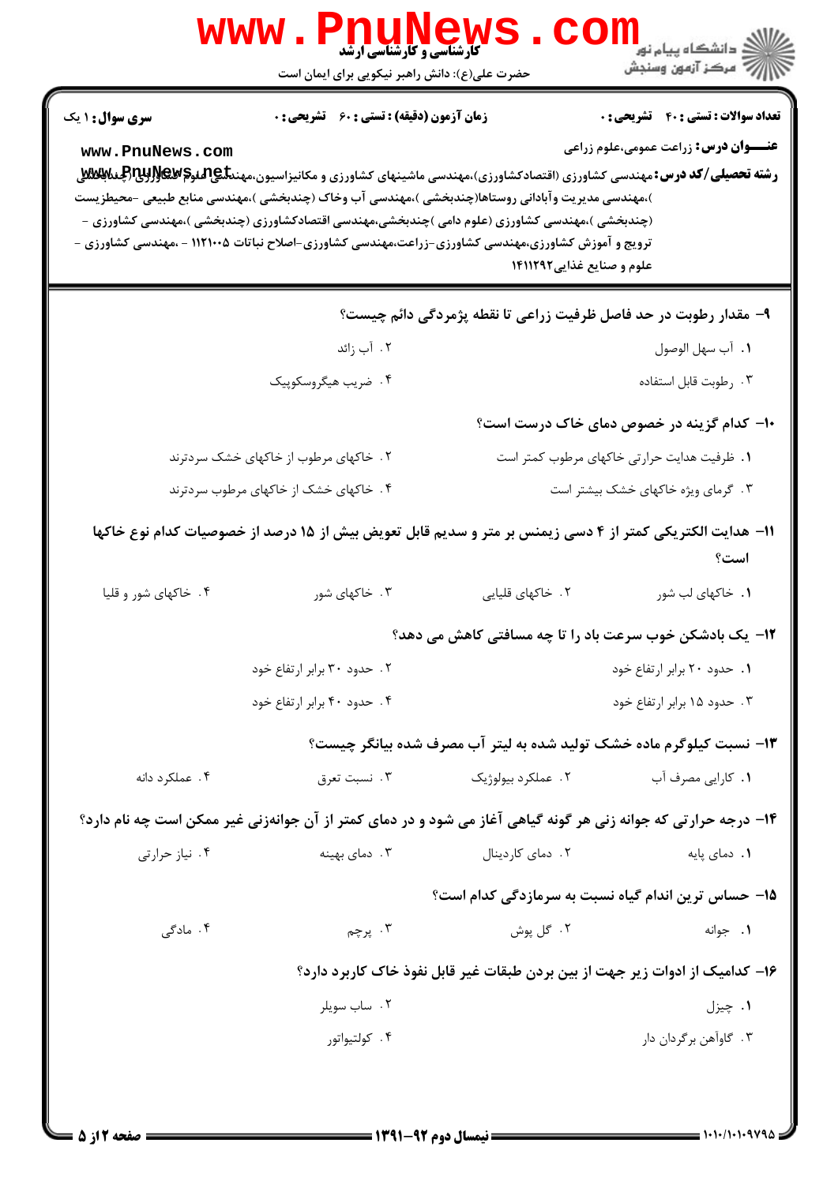**سری سوال:** ۱ یک

**زمان آزمون (دقیقه) : تستی :** ۶۰ **تشریحی :** ۰

**تعداد سوالات : تستی :** ۴۰ **تشریحی :** ۰

**عنـــوان درس:** زراعت عمومی،علوم زراعی

**رشته تحصیلی/کد درس:** مهندسی کشاورزی (اقتصادکشاورزی)،مهندسی ماشینهای کشاورزی و مکانیزاسیون،مهندسی علوم کشاورزی (چندبخشی )،مهندسی مدیریت وآبادانی روستاها(چندبخشی )،مهندسی آب وخاک (چندبخشی )،مهندسی منابع طبیعی -محیطزیست (چندبخشی )،مهندسی کشاورزی (علوم دامی )چندبخشی،مهندسی اقتصادکشاورزی (چندبخشی )،مهندسی کشاورزی - ترویج و آموزش کشاورزی،مهندسی کشاورزی-زراعت،مهندسی کشاورزی-اصلاح نباتات ۱۱۲۱۰۰۵ - ،مهندسی کشاورزی - علوم و صنایع غذایی۱۴۱۱۲۹۲

**۹-** مقدار رطوبت در حد فاصل ظرفیت زراعی تا نقطه پژمردگی دائم چیست؟

۱. آب سهل الوصول
۲. آب زائد
۳. رطوبت قابل استفاده
۴. ضریب هیگروسکوپیک

**۱۰-** کدام گزینه در خصوص دمای خاک درست است؟

۱. ظرفیت هدایت حرارتی خاکهای مرطوب کمتر است
۲. خاکهای مرطوب از خاکهای خشک سردترند
۳. گرمای ویژه خاکهای خشک بیشتر است
۴. خاکهای خشک از خاکهای مرطوب سردترند

**۱۱-** هدایت الکتریکی کمتر از ۴ دسی زیمنس بر متر و سدیم قابل تعویض بیش از ۱۵ درصد از خصوصیات کدام نوع خاکها است؟

۱. خاکهای لب شور
۲. خاکهای قلیایی
۳. خاکهای شور
۴. خاکهای شور و قلیا

**۱۲-** یک بادشکن خوب سرعت باد را تا چه مسافتی کاهش می دهد؟

۱. حدود ۲۰ برابر ارتفاع خود
۲. حدود ۳۰ برابر ارتفاع خود
۳. حدود ۱۵ برابر ارتفاع خود
۴. حدود ۴۰ برابر ارتفاع خود

**۱۳-** نسبت کیلوگرم ماده خشک تولید شده به لیتر آب مصرف شده بیانگر چیست؟

۱. کارایی مصرف آب
۲. عملکرد بیولوژیک
۳. نسبت تعرق
۴. عملکرد دانه

**۱۴-** درجه حرارتی که جوانه زنی هر گونه گیاهی آغاز می شود و در دمای کمتر از آن جوانه‌زنی غیر ممکن است چه نام دارد؟

۱. دمای پایه
۲. دمای کاردینال
۳. دمای بهینه
۴. نیاز حرارتی

**۱۵-** حساس ترین اندام گیاه نسبت به سرمازدگی کدام است؟

۱. جوانه
۲. گل پوش
۳. پرچم
۴. مادگی

**۱۶-** کدامیک از ادوات زیر جهت از بین بردن طبقات غیر قابل نفوذ خاک کاربرد دارد؟

۱. چیزل
۲. ساب سویلر
۳. گاوآهن برگردان دار
۴. کولتیواتور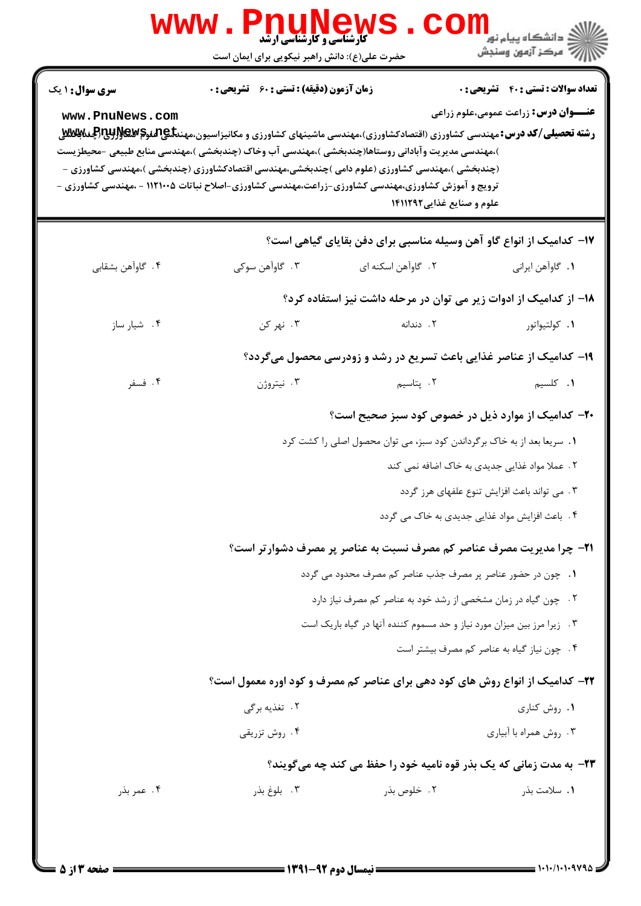**سری سوال:** ۱ یک | **زمان آزمون (دقیقه) : تستی :** ۶۰ **تشریحی :** ۰ | **تعداد سوالات : تستی :** ۴۰ **تشریحی :** ۰

**عنـــوان درس:** زراعت عمومی،علوم زراعی

**رشته تحصیلی/کد درس:** مهندسی کشاورزی (اقتصادکشاورزی)،مهندسی ماشینهای کشاورزی و مکانیزاسیون،مهندسی علوم کشاورزی (چندبخشی )،مهندسی مدیریت وآبادانی روستاها(چندبخشی )،مهندسی آب وخاک (چندبخشی )،مهندسی منابع طبیعی -محیطزیست (چندبخشی )،مهندسی کشاورزی (علوم دامی )چندبخشی،مهندسی اقتصادکشاورزی (چندبخشی )،مهندسی کشاورزی - ترویج و آموزش کشاورزی،مهندسی کشاورزی-زراعت،مهندسی کشاورزی-اصلاح نباتات ۱۱۲۱۰۰۵ - ،مهندسی کشاورزی - علوم و صنایع غذایی۱۴۱۱۲۹۲

**۱۷- کدامیک از انواع گاو آهن وسیله مناسبی برای دفن بقایای گیاهی است؟**

۱. گاوآهن ایرانی
۲. گاوآهن اسکنه ای
۳. گاوآهن سوکی
۴. گاوآهن بشقابی

**۱۸- از کدامیک از ادوات زیر می توان در مرحله داشت نیز استفاده کرد؟**

۱. کولتیواتور
۲. دندانه
۳. نهر کن
۴. شیار ساز

**۱۹- کدامیک از عناصر غذایی باعث تسریع در رشد و زودرسی محصول میگردد؟**

۱. کلسیم
۲. پتاسیم
۳. نیتروژن
۴. فسفر

**۲۰- کدامیک از موارد ذیل در خصوص کود سبز صحیح است؟**

۱. سریعا بعد از به خاک برگرداندن کود سبز، می توان محصول اصلی را کشت کرد
۲. عملا مواد غذایی جدیدی به خاک اضافه نمی کند
۳. می تواند باعث افزایش تنوع علفهای هرز گردد
۴. باعث افزایش مواد غذایی جدیدی به خاک می گردد

**۲۱- چرا مدیریت مصرف عناصر کم مصرف نسبت به عناصر پر مصرف دشوارتر است؟**

۱. چون در حضور عناصر پر مصرف جذب عناصر کم مصرف محدود می گردد
۲. چون گیاه در زمان مشخصی از رشد خود به عناصر کم مصرف نیاز دارد
۳. زیرا مرز بین میزان مورد نیاز و حد مسموم کننده آنها در گیاه باریک است
۴. چون نیاز گیاه به عناصر کم مصرف بیشتر است

**۲۲- کدامیک از انواع روش های کود دهی برای عناصر کم مصرف و کود اوره معمول است؟**

۱. روش کناری
۲. تغذیه برگی
۳. روش همراه با آبیاری
۴. روش تزریقی

**۲۳- به مدت زمانی که یک بذر قوه نامیه خود را حفظ می کند چه میگویند؟**

۱. سلامت بذر
۲. خلوص بذر
۳. بلوغ بذر
۴. عمر بذر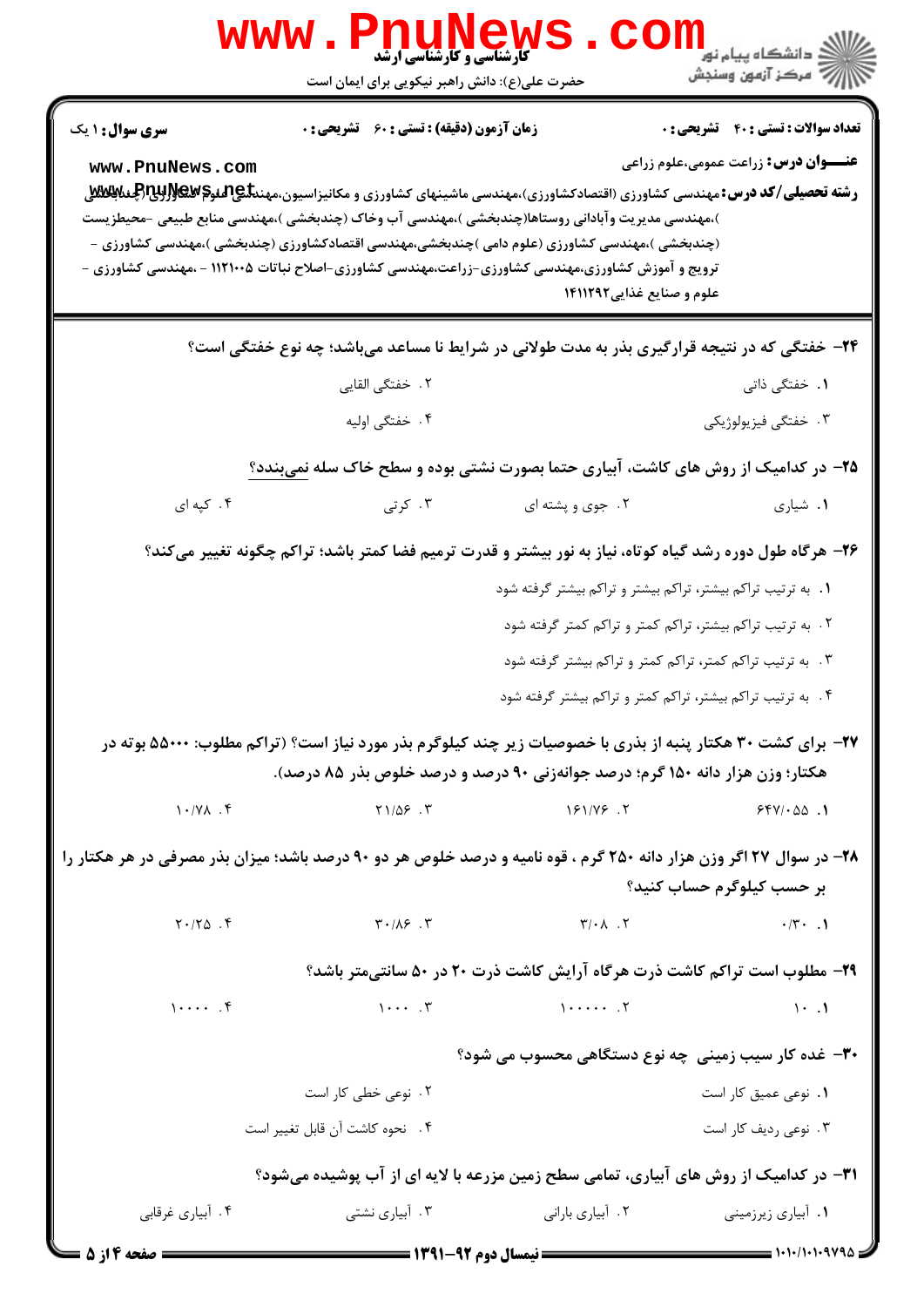**تعداد سوالات : تستی : ۴۰ تشریحی : ۰** | **زمان آزمون (دقیقه) : تستی : ۶۰ تشریحی : ۰** | **سری سوال : ۱ یک**

**عنـــوان درس :** زراعت عمومی،علوم زراعی

**رشته تحصیلی/کد درس :** مهندسی کشاورزی (اقتصادکشاورزی)،مهندسی ماشینهای کشاورزی و مکانیزاسیون،مهندسی علوم کشاورزی (چندبخشی )،مهندسی مدیریت وآبادانی روستاها(چندبخشی )،مهندسی آب وخاک (چندبخشی )،مهندسی منابع طبیعی -محیطزیست (چندبخشی )،مهندسی کشاورزی (علوم دامی )چندبخشی،مهندسی اقتصادکشاورزی (چندبخشی )،مهندسی کشاورزی - ترویج و آموزش کشاورزی،مهندسی کشاورزی-زراعت،مهندسی کشاورزی-اصلاح نباتات ۱۱۲۱۰۰۵ - ،مهندسی کشاورزی - علوم و صنایع غذایی۱۴۱۱۲۹۲

**۲۴- خفتگی که در نتیجه قرارگیری بذر به مدت طولانی در شرایط نا مساعد می‌باشد؛ چه نوع خفتگی است؟**

۱. خفتگی ذاتی
۲. خفتگی القایی
۳. خفتگی فیزیولوژیکی
۴. خفتگی اولیه

**۲۵- در کدامیک از روش های کاشت، آبیاری حتما بصورت نشتی بوده و سطح خاک سله نمی‌بندد؟**

۱. شیاری
۲. جوی و پشته ای
۳. کرتی
۴. کپه ای

**۲۶- هرگاه طول دوره رشد گیاه کوتاه، نیاز به نور بیشتر و قدرت ترمیم فضا کمتر باشد؛ تراکم چگونه تغییر می‌کند؟**

۱. به ترتیب تراکم بیشتر، تراکم بیشتر و تراکم بیشتر گرفته شود
۲. به ترتیب تراکم بیشتر، تراکم کمتر و تراکم کمتر گرفته شود
۳. به ترتیب تراکم کمتر، تراکم کمتر و تراکم بیشتر گرفته شود
۴. به ترتیب تراکم بیشتر، تراکم کمتر و تراکم بیشتر گرفته شود

**۲۷- برای کشت ۳۰ هکتار پنبه از بذری با خصوصیات زیر چند کیلوگرم بذر مورد نیاز است؟ (تراکم مطلوب: ۵۵۰۰۰ بوته در هکتار؛ وزن هزار دانه ۱۵۰ گرم؛ درصد جوانه‌زنی ۹۰ درصد و درصد خلوص بذر ۸۵ درصد).**

۱. ۶۴۷/۰۵۵
۲. ۱۶۱/۷۶
۳. ۲۱/۵۶
۴. ۱۰/۷۸

**۲۸- در سوال ۲۷ اگر وزن هزار دانه ۲۵۰ گرم ، قوه نامیه و درصد خلوص هر دو ۹۰ درصد باشد؛ میزان بذر مصرفی در هر هکتار را بر حسب کیلوگرم حساب کنید؟**

۱. ۰/۳۰
۲. ۳/۰۸
۳. ۳۰/۸۶
۴. ۲۰/۲۵

**۲۹- مطلوب است تراکم کاشت ذرت هرگاه آرایش کاشت ذرت ۲۰ در ۵۰ سانتی‌متر باشد؟**

۱. ۱۰
۲. ۱۰۰۰۰۰
۳. ۱۰۰۰
۴. ۱۰۰۰۰

**۳۰- غده کار سیب زمینی چه نوع دستگاهی محسوب می شود؟**

۱. نوعی عمیق کار است
۲. نوعی خطی کار است
۳. نوعی ردیف کار است
۴. نحوه کاشت آن قابل تغییر است

**۳۱- در کدامیک از روش های آبیاری، تمامی سطح زمین مزرعه با لایه ای از آب پوشیده می‌شود؟**

۱. آبیاری زیرزمینی
۲. آبیاری بارانی
۳. آبیاری نشتی
۴. آبیاری غرقابی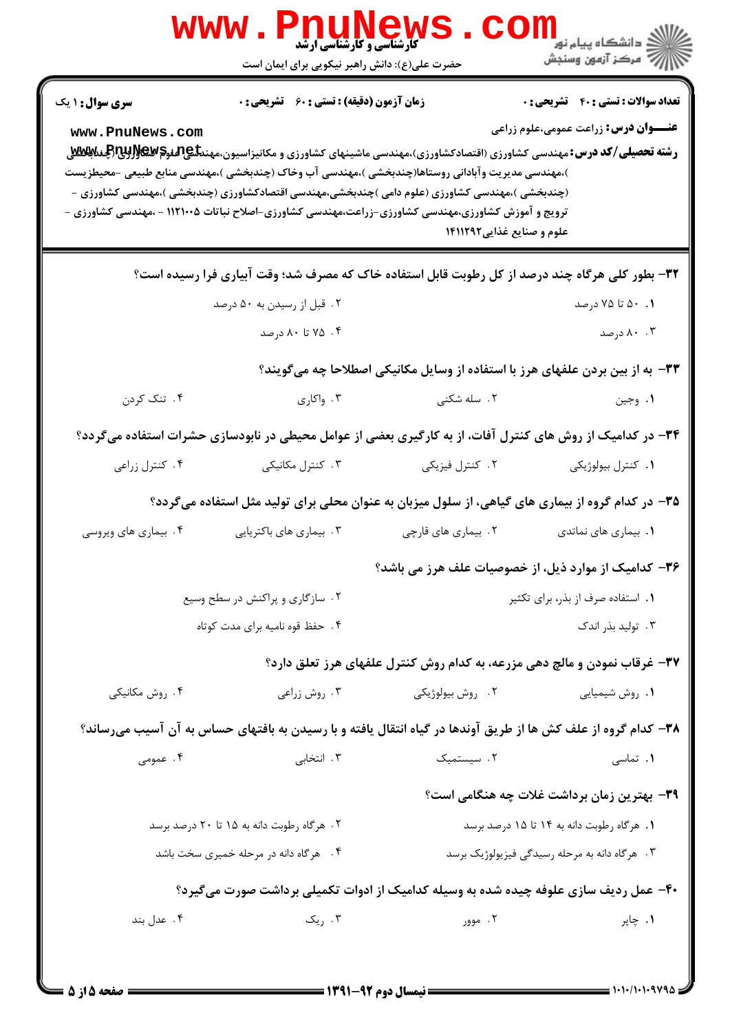**سری سوال:** ۱ یک

**زمان آزمون (دقیقه) : تستی : ۶۰ تشریحی : ۰**

**تعداد سوالات : تستی : ۴۰ تشریحی : ۰**

**عنـــوان درس:** زراعت عمومی،علوم زراعی

**رشته تحصیلی/کد درس:** مهندسی کشاورزی (اقتصادکشاورزی)،مهندسی ماشینهای کشاورزی و مکانیزاسیون،مهندسی علوم کشاورزی (چندبخشی )،مهندسی مدیریت وآبادانی روستاها(چندبخشی )،مهندسی آب وخاک (چندبخشی )،مهندسی منابع طبیعی -محیطزیست (چندبخشی )،مهندسی کشاورزی (علوم دامی )چندبخشی،مهندسی اقتصادکشاورزی (چندبخشی )،مهندسی کشاورزی - ترویج و آموزش کشاورزی،مهندسی کشاورزی-زراعت،مهندسی کشاورزی-اصلاح نباتات ۱۱۲۱۰۰۵ - ،مهندسی کشاورزی - علوم و صنایع غذایی۱۴۱۱۲۹۲

۳۲- بطور کلی هرگاه چند درصد از کل رطوبت قابل استفاده خاک که مصرف شد؛ وقت آبیاری فرا رسیده است؟

۱. ۵۰ تا ۷۵ درصد

۲. قبل از رسیدن به ۵۰ درصد

۳. ۸۰ درصد

۴. ۷۵ تا ۸۰ درصد

۳۳- به از بین بردن علفهای هرز با استفاده از وسایل مکانیکی اصطلاحا چه میگویند؟

۱. وجین

۲. سله شکنی

۳. واکاری

۴. تنک کردن

۳۴- در کدامیک از روش های کنترل آفات، از به کارگیری بعضی از عوامل محیطی در نابودسازی حشرات استفاده میگردد؟

۱. کنترل بیولوژیکی

۲. کنترل فیزیکی

۳. کنترل مکانیکی

۴. کنترل زراعی

۳۵- در کدام گروه از بیماری های گیاهی، از سلول میزبان به عنوان محلی برای تولید مثل استفاده میگردد؟

۱. بیماری های نماتدی

۲. بیماری های قارچی

۳. بیماری های باکتریایی

۴. بیماری های ویروسی

۳۶- کدامیک از موارد ذیل، از خصوصیات علف هرز می باشد؟

۱. استفاده صرف از بذر، برای تکثیر

۲. سازگاری و پراکنش در سطح وسیع

۳. تولید بذر اندک

۴. حفظ قوه نامیه برای مدت کوتاه

۳۷- غرقاب نمودن و مالچ دهی مزرعه، به کدام روش کنترل علفهای هرز تعلق دارد؟

۱. روش شیمیایی

۲. روش بیولوژیکی

۳. روش زراعی

۴. روش مکانیکی

۳۸- کدام گروه از علف کش ها از طریق آوندها در گیاه انتقال یافته و با رسیدن به بافتهای حساس به آن آسیب میرساند؟

۱. تماسی

۲. سیستمیک

۳. انتخابی

۴. عمومی

۳۹- بهترین زمان برداشت غلات چه هنگامی است؟

۱. هرگاه رطوبت دانه به ۱۴ تا ۱۵ درصد برسد

۲. هرگاه رطوبت دانه به ۱۵ تا ۲۰ درصد برسد

۳. هرگاه دانه به مرحله رسیدگی فیزیولوژیک برسد

۴. هرگاه دانه در مرحله خمیری سخت باشد

۴۰- عمل ردیف سازی علوفه چیده شده به وسیله کدامیک از ادوات تکمیلی برداشت صورت میگیرد؟

۱. چاپر

۲. موور

۳. ریک

۴. عدل بند